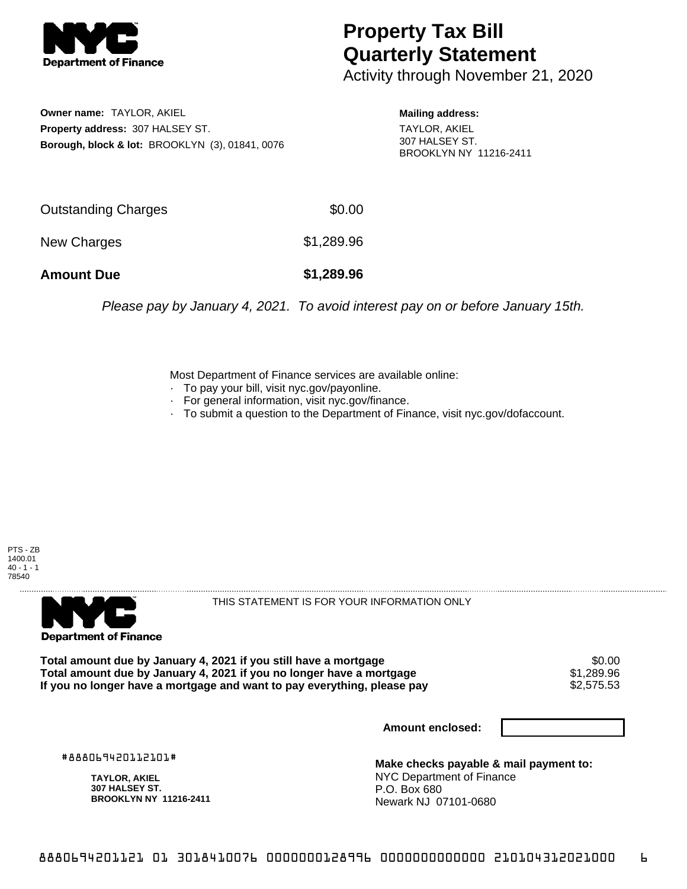# Property Tax Bill Quarterly Statement

Activity through November 21, 2020

**Owner name:** TAYLOR, AKIEL
**Property address:** 307 HALSEY ST.
**Borough, block & lot:** BROOKLYN (3), 01841, 0076

**Mailing address:**
TAYLOR, AKIEL
307 HALSEY ST.
BROOKLYN NY 11216-2411

| | |
|---|---|
| Outstanding Charges | $0.00 |
| New Charges | $1,289.96 |
| **Amount Due** | **$1,289.96** |

*Please pay by January 4, 2021. To avoid interest pay on or before January 15th.*

Most Department of Finance services are available online:
- To pay your bill, visit nyc.gov/payonline.
- For general information, visit nyc.gov/finance.
- To submit a question to the Department of Finance, visit nyc.gov/dofaccount.

PTS - ZB
1400.01
40 - 1 - 1
78540

THIS STATEMENT IS FOR YOUR INFORMATION ONLY

| | |
|---|---|
| **Total amount due by January 4, 2021 if you still have a mortgage** | $0.00 |
| **Total amount due by January 4, 2021 if you no longer have a mortgage** | $1,289.96 |
| **If you no longer have a mortgage and want to pay everything, please pay** | $2,575.53 |

**Amount enclosed:**

#888069420112101#

**TAYLOR, AKIEL**
**307 HALSEY ST.**
**BROOKLYN NY 11216-2411**

**Make checks payable & mail payment to:**
NYC Department of Finance
P.O. Box 680
Newark NJ 07101-0680

8880694201121 01 3018410076 0000000128996 0000000000000 210104312021000 6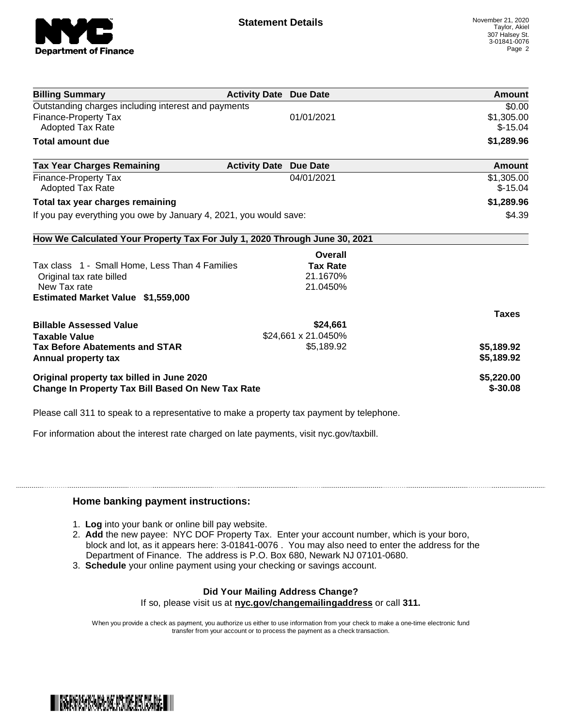NYC Department of Finance

## Statement Details

November 21, 2020
Taylor, Akiel
307 Halsey St.
3-01841-0076

| Billing Summary | Activity Date | Due Date | Amount |
|---|---|---|---|
| Outstanding charges including interest and payments | | | $0.00 |
| Finance-Property Tax | | 01/01/2021 | $1,305.00 |
| Adopted Tax Rate | | | $-15.04 |
| **Total amount due** | | | **$1,289.96** |

| Tax Year Charges Remaining | Activity Date | Due Date | Amount |
|---|---|---|---|
| Finance-Property Tax | | 04/01/2021 | $1,305.00 |
| Adopted Tax Rate | | | $-15.04 |
| **Total tax year charges remaining** | | | **$1,289.96** |
| If you pay everything you owe by January 4, 2021, you would save: | | | $4.39 |

### How We Calculated Your Property Tax For July 1, 2020 Through June 30, 2021

| | Overall Tax Rate | Taxes |
|---|---|---|
| Tax class 1 - Small Home, Less Than 4 Families | | |
| Original tax rate billed | 21.1670% | |
| New Tax rate | 21.0450% | |
| **Estimated Market Value $1,559,000** | | |
| **Billable Assessed Value** | **$24,661** | |
| **Taxable Value** | $24,661 x 21.0450% | |
| **Tax Before Abatements and STAR** | $5,189.92 | **$5,189.92** |
| **Annual property tax** | | **$5,189.92** |
| **Original property tax billed in June 2020** | | **$5,220.00** |
| **Change In Property Tax Bill Based On New Tax Rate** | | **$-30.08** |

Please call 311 to speak to a representative to make a property tax payment by telephone.

For information about the interest rate charged on late payments, visit nyc.gov/taxbill.

### Home banking payment instructions:

1. **Log** into your bank or online bill pay website.
2. **Add** the new payee: NYC DOF Property Tax. Enter your account number, which is your boro, block and lot, as it appears here: 3-01841-0076 . You may also need to enter the address for the Department of Finance. The address is P.O. Box 680, Newark NJ 07101-0680.
3. **Schedule** your online payment using your checking or savings account.

**Did Your Mailing Address Change?**
If so, please visit us at **nyc.gov/changemailingaddress** or call **311.**

When you provide a check as payment, you authorize us either to use information from your check to make a one-time electronic fund transfer from your account or to process the payment as a check transaction.